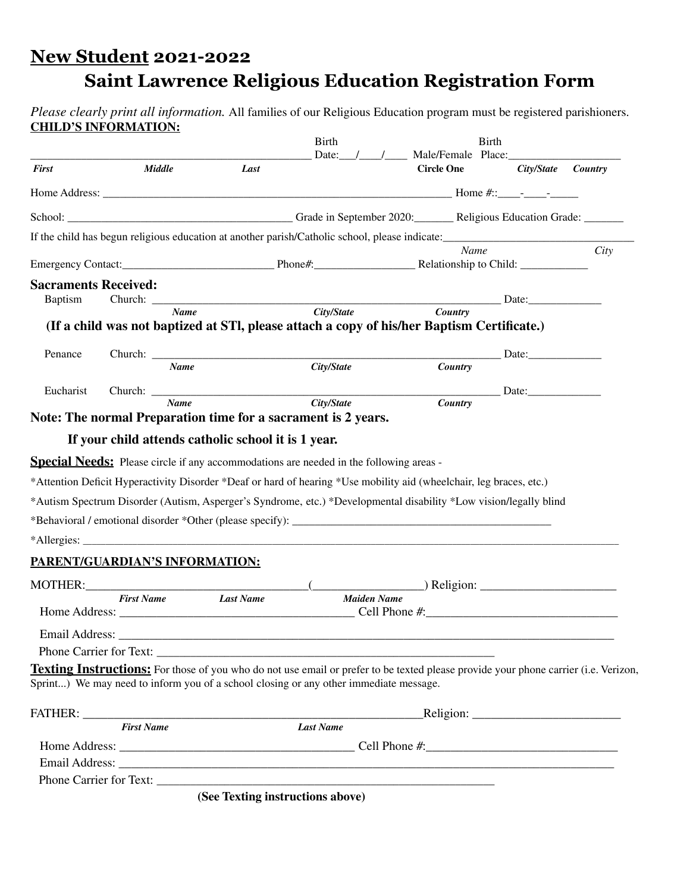# New Student 2021-2022

## Saint Lawrence Religious Education Registration Form

*Please clearly print all information.* All families of our Religious Education program must be registered parishioners.

**CHILD'S INFORMATION:**

_______________________________________________ Birth Date:___/____/____ Male/Female Birth Place:____________________

***First*** ***Middle*** ***Last*** **Circle One** ***City/State*** ***Country***

Home Address: ______________________________________________________________ Home #::____-____-_____

School: ________________________________________ Grade in September 2020:_______ Religious Education Grade: _______

If the child has begun religious education at another parish/Catholic school, please indicate:_________________________________

*Name* *City*

Emergency Contact:___________________________ Phone#:_________________ Relationship to Child: ____________

**Sacraments Received:**

Baptism Church: ____________________________________________________________ Date:_____________

***Name*** ***City/State*** ***Country***

**(If a child was not baptized at STl, please attach a copy of his/her Baptism Certificate.)**

Penance Church: ____________________________________________________________ Date:_____________

***Name*** ***City/State*** ***Country***

Eucharist Church: ____________________________________________________________ Date:_____________

***Name*** ***City/State*** ***Country***

**Note: The normal Preparation time for a sacrament is 2 years.**

**If your child attends catholic school it is 1 year.**

**Special Needs:** Please circle if any accommodations are needed in the following areas -

*Attention Deficit Hyperactivity Disorder *Deaf or hard of hearing *Use mobility aid (wheelchair, leg braces, etc.)

*Autism Spectrum Disorder (Autism, Asperger's Syndrome, etc.) *Developmental disability *Low vision/legally blind

*Behavioral / emotional disorder *Other (please specify): _____________________________________________

*Allergies: ______________________________________________________________________________________________

**PARENT/GUARDIAN'S INFORMATION:**

MOTHER:_____________________________________(__________________) Religion: ______________________

***First Name*** ***Last Name*** ***Maiden Name***

Home Address: ______________________________________ Cell Phone #:_______________________________

Email Address: __________________________________________________________________________________

Phone Carrier for Text: ___________________________________________________________

**Texting Instructions:** For those of you who do not use email or prefer to be texted please provide your phone carrier (i.e. Verizon, Sprint...) We may need to inform you of a school closing or any other immediate message.

FATHER: _________________________________________________________Religion: ________________________

***First Name*** ***Last Name***

Home Address: ______________________________________ Cell Phone #:_______________________________

Email Address: __________________________________________________________________________________

Phone Carrier for Text: ___________________________________________________________

**(See Texting instructions above)**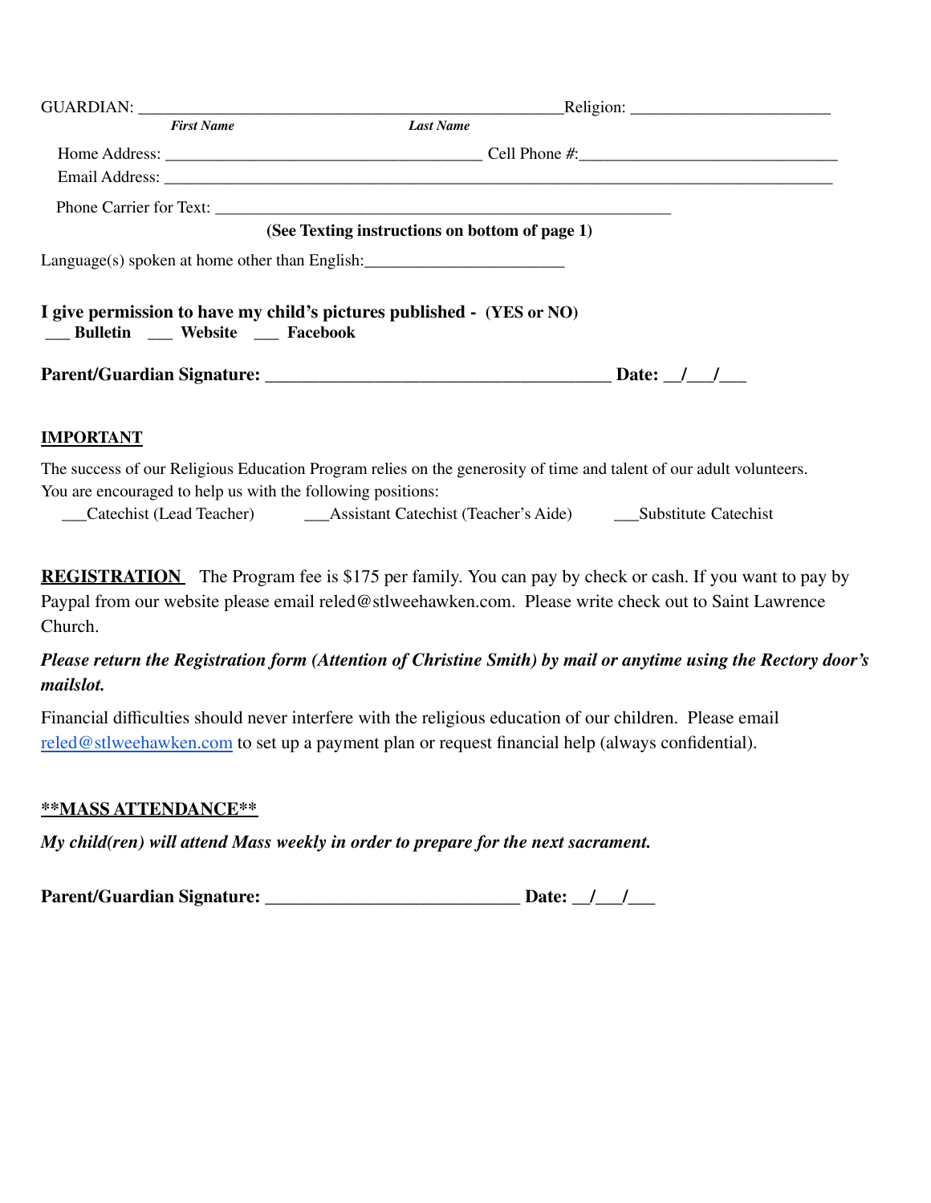GUARDIAN: ______________________________________________________Religion: _________________________

*First Name* *Last Name*

Home Address: ________________________________________ Cell Phone #:________________________________

Email Address: ______________________________________________________________________________________

Phone Carrier for Text: __________________________________________________________

**(See Texting instructions on bottom of page 1)**

Language(s) spoken at home other than English:_________________________

**I give permission to have my child's pictures published - (YES or NO)**

**___ Bulletin ___ Website ___ Facebook**

**Parent/Guardian Signature: ____________________________________________ Date: __/___/___**

**IMPORTANT**

The success of our Religious Education Program relies on the generosity of time and talent of our adult volunteers. You are encouraged to help us with the following positions:

___Catechist (Lead Teacher) ___Assistant Catechist (Teacher's Aide) ___Substitute Catechist

**REGISTRATION** The Program fee is $175 per family. You can pay by check or cash. If you want to pay by Paypal from our website please email reled@stlweehawken.com. Please write check out to Saint Lawrence Church.

***Please return the Registration form (Attention of Christine Smith) by mail or anytime using the Rectory door's mailslot.***

Financial difficulties should never interfere with the religious education of our children. Please email reled@stlweehawken.com to set up a payment plan or request financial help (always confidential).

**\*\*MASS ATTENDANCE\*\***

***My child(ren) will attend Mass weekly in order to prepare for the next sacrament.***

**Parent/Guardian Signature: _____________________________ Date: __/___/___**